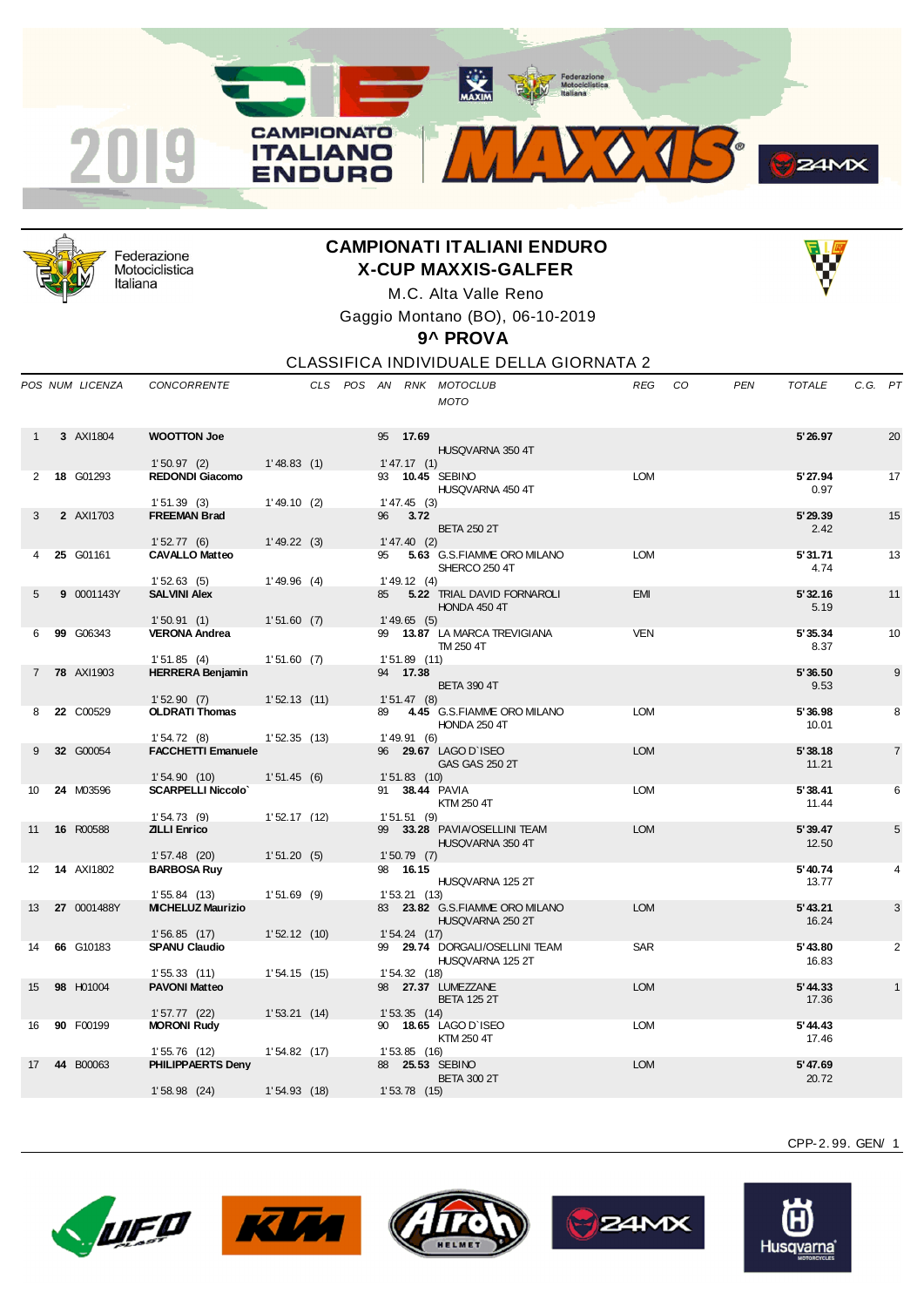2019 CAMPIONATO ITALIANO ENDURO MAXXIS

Federazione Motociclistica Italiana

# CAMPIONATI ITALIANI ENDURO
## X-CUP MAXXIS-GALFER

M.C. Alta Valle Reno

Gaggio Montano (BO), 06-10-2019

### 9^ PROVA

CLASSIFICA INDIVIDUALE DELLA GIORNATA 2

| POS | NUM | LICENZA | CONCORRENTE | CLS | POS | AN | RNK | MOTOCLUB / MOTO | REG | CO | PEN | TOTALE | C.G. | PT |
|---|---|---|---|---|---|---|---|---|---|---|---|---|---|---|
| 1 | 3 | AXI1804 | **WOOTTON Joe** 1'50.97 (2) 1'48.83 (1) 1'47.17 (1) | | | 95 | 17.69 | HUSQVARNA 350 4T | | | | 5'26.97 | | 20 |
| 2 | 18 | G01293 | **REDONDI Giacomo** 1'51.39 (3) 1'49.10 (2) 1'47.45 (3) | | | 93 | 10.45 | SEBINO / HUSQVARNA 450 4T | LOM | | | 5'27.94 0.97 | | 17 |
| 3 | 2 | AXI1703 | **FREEMAN Brad** 1'52.77 (6) 1'49.22 (3) 1'47.40 (2) | | | 96 | 3.72 | BETA 250 2T | | | | 5'29.39 2.42 | | 15 |
| 4 | 25 | G01161 | **CAVALLO Matteo** 1'52.63 (5) 1'49.96 (4) 1'49.12 (4) | | | 95 | 5.63 | G.S.FIAMME ORO MILANO / SHERCO 250 4T | LOM | | | 5'31.71 4.74 | | 13 |
| 5 | 9 | 0001143Y | **SALVINI Alex** 1'50.91 (1) 1'51.60 (7) 1'49.65 (5) | | | 85 | 5.22 | TRIAL DAVID FORNAROLI / HONDA 450 4T | EMI | | | 5'32.16 5.19 | | 11 |
| 6 | 99 | G06343 | **VERONA Andrea** 1'51.85 (4) 1'51.60 (7) 1'51.89 (11) | | | 99 | 13.87 | LA MARCA TREVIGIANA / TM 250 4T | VEN | | | 5'35.34 8.37 | | 10 |
| 7 | 78 | AXI1903 | **HERRERA Benjamin** 1'52.90 (7) 1'52.13 (11) 1'51.47 (8) | | | 94 | 17.38 | BETA 390 4T | | | | 5'36.50 9.53 | | 9 |
| 8 | 22 | C00529 | **OLDRATI Thomas** 1'54.72 (8) 1'52.35 (13) 1'49.91 (6) | | | 89 | 4.45 | G.S.FIAMME ORO MILANO / HONDA 250 4T | LOM | | | 5'36.98 10.01 | | 8 |
| 9 | 32 | G00054 | **FACCHETTI Emanuele** 1'54.90 (10) 1'51.45 (6) 1'51.83 (10) | | | 96 | 29.67 | LAGO D`ISEO / GAS GAS 250 2T | LOM | | | 5'38.18 11.21 | | 7 |
| 10 | 24 | M03596 | **SCARPELLI Niccolo`** 1'54.73 (9) 1'52.17 (12) 1'51.51 (9) | | | 91 | 38.44 | PAVIA / KTM 250 4T | LOM | | | 5'38.41 11.44 | | 6 |
| 11 | 16 | R00588 | **ZILLI Enrico** 1'57.48 (20) 1'51.20 (5) 1'50.79 (7) | | | 99 | 33.28 | PAVIA/OSELLINI TEAM / HUSQVARNA 350 4T | LOM | | | 5'39.47 12.50 | | 5 |
| 12 | 14 | AXI1802 | **BARBOSA Ruy** 1'55.84 (13) 1'51.69 (9) 1'53.21 (13) | | | 98 | 16.15 | HUSQVARNA 125 2T | | | | 5'40.74 13.77 | | 4 |
| 13 | 27 | 0001488Y | **MICHELUZ Maurizio** 1'56.85 (17) 1'52.12 (10) 1'54.24 (17) | | | 83 | 23.82 | G.S.FIAMME ORO MILANO / HUSQVARNA 250 2T | LOM | | | 5'43.21 16.24 | | 3 |
| 14 | 66 | G10183 | **SPANU Claudio** 1'55.33 (11) 1'54.15 (15) 1'54.32 (18) | | | 99 | 29.74 | DORGALI/OSELLINI TEAM / HUSQVARNA 125 2T | SAR | | | 5'43.80 16.83 | | 2 |
| 15 | 98 | H01004 | **PAVONI Matteo** 1'57.77 (22) 1'53.21 (14) 1'53.35 (14) | | | 98 | 27.37 | LUMEZZANE / BETA 125 2T | LOM | | | 5'44.33 17.36 | | 1 |
| 16 | 90 | F00199 | **MORONI Rudy** 1'55.76 (12) 1'54.82 (17) 1'53.85 (16) | | | 90 | 18.65 | LAGO D`ISEO / KTM 250 4T | LOM | | | 5'44.43 17.46 | | |
| 17 | 44 | B00063 | **PHILIPPAERTS Deny** 1'58.98 (24) 1'54.93 (18) 1'53.78 (15) | | | 88 | 25.53 | SEBINO / BETA 300 2T | LOM | | | 5'47.69 20.72 | | |

CPP-2.99. GEN/ 1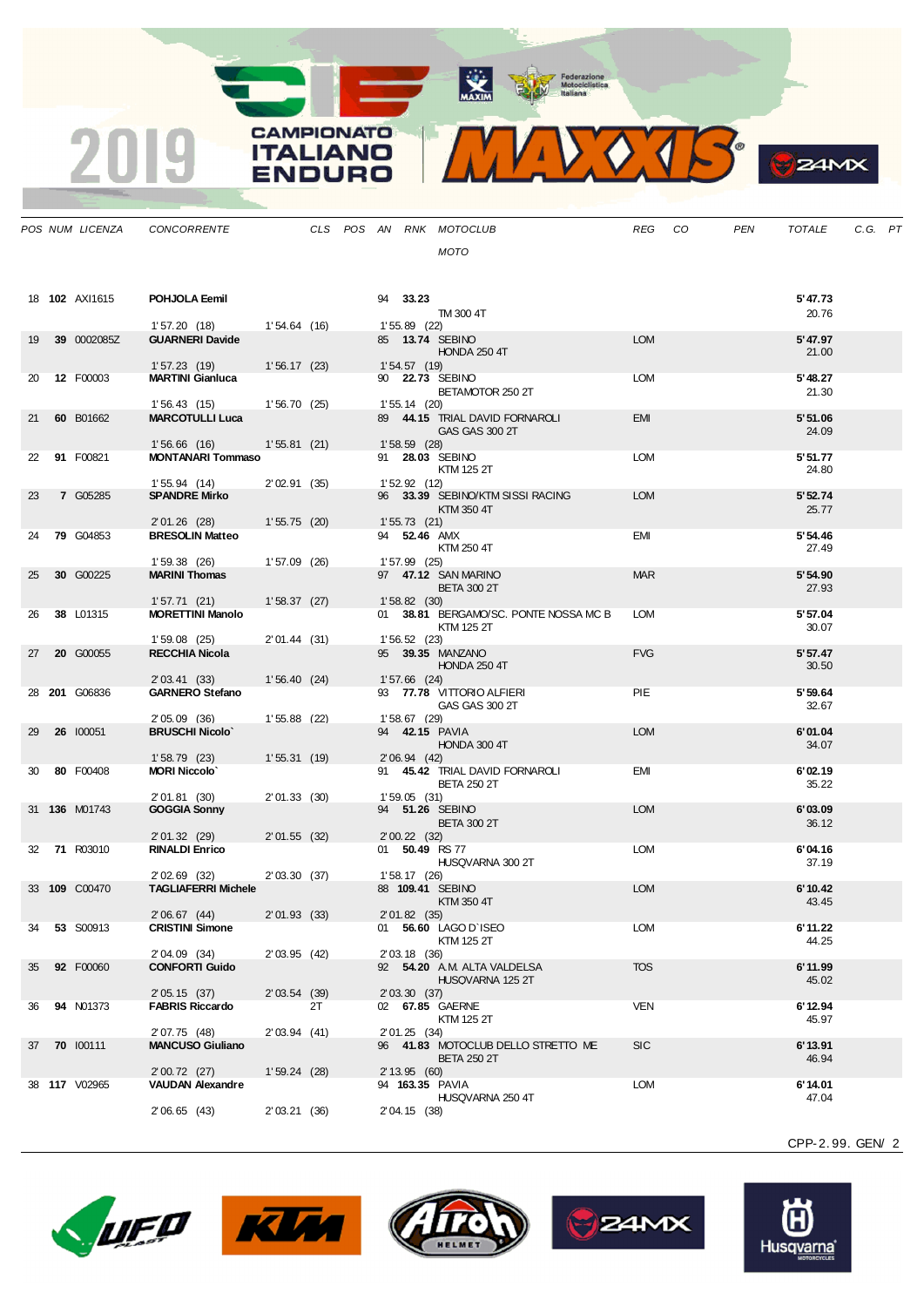| POS | NUM | LICENZA | CONCORRENTE | CLS | POS | AN | RNK | MOTOCLUB / MOTO | REG | CO | PEN | TOTALE | C.G. | PT |
|---|---|---|---|---|---|---|---|---|---|---|---|---|---|---|
| 18 | **102** | AXI1615 | **POHJOLA Eemil** | | | 94 | **33.23** | TM 300 4T | | | | **5'47.73** 20.76 | | |
| | | | 1'57.20 (18) 1'54.64 (16) 1'55.89 (22) | | | | | | | | | | | |
| 19 | **39** | 0002085Z | **GUARNERI Davide** | | | 85 | **13.74** | SEBINO HONDA 250 4T | LOM | | | **5'47.97** 21.00 | | |
| | | | 1'57.23 (19) 1'56.17 (23) 1'54.57 (19) | | | | | | | | | | | |
| 20 | **12** | F00003 | **MARTINI Gianluca** | | | 90 | **22.73** | SEBINO BETAMOTOR 250 2T | LOM | | | **5'48.27** 21.30 | | |
| | | | 1'56.43 (15) 1'56.70 (25) 1'55.14 (20) | | | | | | | | | | | |
| 21 | **60** | B01662 | **MARCOTULLI Luca** | | | 89 | **44.15** | TRIAL DAVID FORNAROLI GAS GAS 300 2T | EMI | | | **5'51.06** 24.09 | | |
| | | | 1'56.66 (16) 1'55.81 (21) 1'58.59 (28) | | | | | | | | | | | |
| 22 | **91** | F00821 | **MONTANARI Tommaso** | | | 91 | **28.03** | SEBINO KTM 125 2T | LOM | | | **5'51.77** 24.80 | | |
| | | | 1'55.94 (14) 2'02.91 (35) 1'52.92 (12) | | | | | | | | | | | |
| 23 | **7** | G05285 | **SPANDRE Mirko** | | | 96 | **33.39** | SEBINO/KTM SISSI RACING KTM 350 4T | LOM | | | **5'52.74** 25.77 | | |
| | | | 2'01.26 (28) 1'55.75 (20) 1'55.73 (21) | | | | | | | | | | | |
| 24 | **79** | G04853 | **BRESOLIN Matteo** | | | 94 | **52.46** | AMX KTM 250 4T | EMI | | | **5'54.46** 27.49 | | |
| | | | 1'59.38 (26) 1'57.09 (26) 1'57.99 (25) | | | | | | | | | | | |
| 25 | **30** | G00225 | **MARINI Thomas** | | | 97 | **47.12** | SAN MARINO BETA 300 2T | MAR | | | **5'54.90** 27.93 | | |
| | | | 1'57.71 (21) 1'58.37 (27) 1'58.82 (30) | | | | | | | | | | | |
| 26 | **38** | L01315 | **MORETTINI Manolo** | | | 01 | **38.81** | BERGAMO/SC. PONTE NOSSA MC B KTM 125 2T | LOM | | | **5'57.04** 30.07 | | |
| | | | 1'59.08 (25) 2'01.44 (31) 1'56.52 (23) | | | | | | | | | | | |
| 27 | **20** | G00055 | **RECCHIA Nicola** | | | 95 | **39.35** | MANZANO HONDA 250 4T | FVG | | | **5'57.47** 30.50 | | |
| | | | 2'03.41 (33) 1'56.40 (24) 1'57.66 (24) | | | | | | | | | | | |
| 28 | **201** | G06836 | **GARNERO Stefano** | | | 93 | **77.78** | VITTORIO ALFIERI GAS GAS 300 2T | PIE | | | **5'59.64** 32.67 | | |
| | | | 2'05.09 (36) 1'55.88 (22) 1'58.67 (29) | | | | | | | | | | | |
| 29 | **26** | I00051 | **BRUSCHI Nicolo`** | | | 94 | **42.15** | PAVIA HONDA 300 4T | LOM | | | **6'01.04** 34.07 | | |
| | | | 1'58.79 (23) 1'55.31 (19) 2'06.94 (42) | | | | | | | | | | | |
| 30 | **80** | F00408 | **MORI Niccolo`** | | | 91 | **45.42** | TRIAL DAVID FORNAROLI BETA 250 2T | EMI | | | **6'02.19** 35.22 | | |
| | | | 2'01.81 (30) 2'01.33 (30) 1'59.05 (31) | | | | | | | | | | | |
| 31 | **136** | M01743 | **GOGGIA Sonny** | | | 94 | **51.26** | SEBINO BETA 300 2T | LOM | | | **6'03.09** 36.12 | | |
| | | | 2'01.32 (29) 2'01.55 (32) 2'00.22 (32) | | | | | | | | | | | |
| 32 | **71** | R03010 | **RINALDI Enrico** | | | 01 | **50.49** | RS 77 HUSQVARNA 300 2T | LOM | | | **6'04.16** 37.19 | | |
| | | | 2'02.69 (32) 2'03.30 (37) 1'58.17 (26) | | | | | | | | | | | |
| 33 | **109** | C00470 | **TAGLIAFERRI Michele** | | | 88 | **109.41** | SEBINO KTM 350 4T | LOM | | | **6'10.42** 43.45 | | |
| | | | 2'06.67 (44) 2'01.93 (33) 2'01.82 (35) | | | | | | | | | | | |
| 34 | **53** | S00913 | **CRISTINI Simone** | | | 01 | **56.60** | LAGO D`ISEO KTM 125 2T | LOM | | | **6'11.22** 44.25 | | |
| | | | 2'04.09 (34) 2'03.95 (42) 2'03.18 (36) | | | | | | | | | | | |
| 35 | **92** | F00060 | **CONFORTI Guido** | | | 92 | **54.20** | A.M. ALTA VALDELSA HUSQVARNA 125 2T | TOS | | | **6'11.99** 45.02 | | |
| | | | 2'05.15 (37) 2'03.54 (39) 2'03.30 (37) | | | | | | | | | | | |
| 36 | **94** | N01373 | **FABRIS Riccardo** | 2T | | 02 | **67.85** | GAERNE KTM 125 2T | VEN | | | **6'12.94** 45.97 | | |
| | | | 2'07.75 (48) 2'03.94 (41) 2'01.25 (34) | | | | | | | | | | | |
| 37 | **70** | I00111 | **MANCUSO Giuliano** | | | 96 | **41.83** | MOTOCLUB DELLO STRETTO ME BETA 250 2T | SIC | | | **6'13.91** 46.94 | | |
| | | | 2'00.72 (27) 1'59.24 (28) 2'13.95 (60) | | | | | | | | | | | |
| 38 | **117** | V02965 | **VAUDAN Alexandre** | | | 94 | **163.35** | PAVIA HUSQVARNA 250 4T | LOM | | | **6'14.01** 47.04 | | |
| | | | 2'06.65 (43) 2'03.21 (36) 2'04.15 (38) | | | | | | | | | | | |

CPP-2.99. GEN/ 2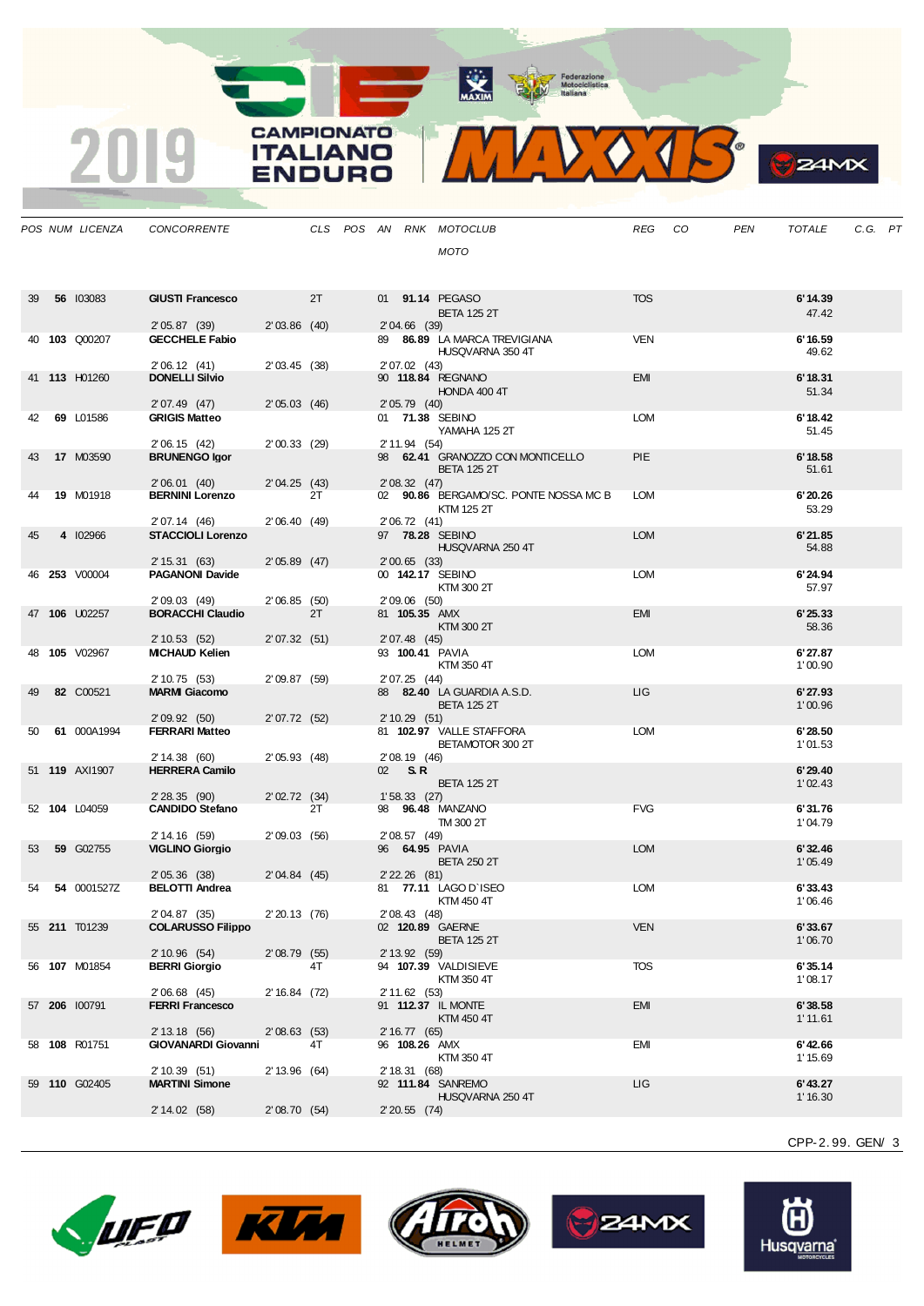| POS | NUM | LICENZA | CONCORRENTE | CLS | POS | AN | RNK | MOTOCLUB / MOTO | REG | CO | PEN | TOTALE | C.G. | PT |
|---|---|---|---|---|---|---|---|---|---|---|---|---|---|---|
| 39 | **56** | I03083 | **GIUSTI Francesco** | 2T | | 01 | **91.14** | PEGASO / BETA 125 2T | TOS | | | **6'14.39** 47.42 | | |
| | | | 2'05.87 (39) · 2'03.86 (40) · 2'04.66 (39) | | | | | | | | | | | |
| 40 | **103** | Q00207 | **GECCHELE Fabio** | | | 89 | **86.89** | LA MARCA TREVIGIANA / HUSQVARNA 350 4T | VEN | | | **6'16.59** 49.62 | | |
| | | | 2'06.12 (41) · 2'03.45 (38) · 2'07.02 (43) | | | | | | | | | | | |
| 41 | **113** | H01260 | **DONELLI Silvio** | | | 90 | **118.84** | REGNANO / HONDA 400 4T | EMI | | | **6'18.31** 51.34 | | |
| | | | 2'07.49 (47) · 2'05.03 (46) · 2'05.79 (40) | | | | | | | | | | | |
| 42 | **69** | L01586 | **GRIGIS Matteo** | | | 01 | **71.38** | SEBINO / YAMAHA 125 2T | LOM | | | **6'18.42** 51.45 | | |
| | | | 2'06.15 (42) · 2'00.33 (29) · 2'11.94 (54) | | | | | | | | | | | |
| 43 | **17** | M03590 | **BRUNENGO Igor** | | | 98 | **62.41** | GRANOZZO CON MONTICELLO / BETA 125 2T | PIE | | | **6'18.58** 51.61 | | |
| | | | 2'06.01 (40) · 2'04.25 (43) · 2'08.32 (47) | | | | | | | | | | | |
| 44 | **19** | M01918 | **BERNINI Lorenzo** | 2T | | 02 | **90.86** | BERGAMO/SC. PONTE NOSSA MC B / KTM 125 2T | LOM | | | **6'20.26** 53.29 | | |
| | | | 2'07.14 (46) · 2'06.40 (49) · 2'06.72 (41) | | | | | | | | | | | |
| 45 | **4** | I02966 | **STACCIOLI Lorenzo** | | | 97 | **78.28** | SEBINO / HUSQVARNA 250 4T | LOM | | | **6'21.85** 54.88 | | |
| | | | 2'15.31 (63) · 2'05.89 (47) · 2'00.65 (33) | | | | | | | | | | | |
| 46 | **253** | V00004 | **PAGANONI Davide** | | | 00 | **142.17** | SEBINO / KTM 300 2T | LOM | | | **6'24.94** 57.97 | | |
| | | | 2'09.03 (49) · 2'06.85 (50) · 2'09.06 (50) | | | | | | | | | | | |
| 47 | **106** | U02257 | **BORACCHI Claudio** | 2T | | 81 | **105.35** | AMX / KTM 300 2T | EMI | | | **6'25.33** 58.36 | | |
| | | | 2'10.53 (52) · 2'07.32 (51) · 2'07.48 (45) | | | | | | | | | | | |
| 48 | **105** | V02967 | **MICHAUD Kelien** | | | 93 | **100.41** | PAVIA / KTM 350 4T | LOM | | | **6'27.87** 1'00.90 | | |
| | | | 2'10.75 (53) · 2'09.87 (59) · 2'07.25 (44) | | | | | | | | | | | |
| 49 | **82** | C00521 | **MARMI Giacomo** | | | 88 | **82.40** | LA GUARDIA A.S.D. / BETA 125 2T | LIG | | | **6'27.93** 1'00.96 | | |
| | | | 2'09.92 (50) · 2'07.72 (52) · 2'10.29 (51) | | | | | | | | | | | |
| 50 | **61** | 000A1994 | **FERRARI Matteo** | | | 81 | **102.97** | VALLE STAFFORA / BETAMOTOR 300 2T | LOM | | | **6'28.50** 1'01.53 | | |
| | | | 2'14.38 (60) · 2'05.93 (48) · 2'08.19 (46) | | | | | | | | | | | |
| 51 | **119** | AXI1907 | **HERRERA Camilo** | | | 02 | **S.R** | BETA 125 2T | | | | **6'29.40** 1'02.43 | | |
| | | | 2'28.35 (90) · 2'02.72 (34) · 1'58.33 (27) | | | | | | | | | | | |
| 52 | **104** | L04059 | **CANDIDO Stefano** | 2T | | 98 | **96.48** | MANZANO / TM 300 2T | FVG | | | **6'31.76** 1'04.79 | | |
| | | | 2'14.16 (59) · 2'09.03 (56) · 2'08.57 (49) | | | | | | | | | | | |
| 53 | **59** | G02755 | **VIGLINO Giorgio** | | | 96 | **64.95** | PAVIA / BETA 250 2T | LOM | | | **6'32.46** 1'05.49 | | |
| | | | 2'05.36 (38) · 2'04.84 (45) · 2'22.26 (81) | | | | | | | | | | | |
| 54 | **54** | 0001527Z | **BELOTTI Andrea** | | | 81 | **77.11** | LAGO D`ISEO / KTM 450 4T | LOM | | | **6'33.43** 1'06.46 | | |
| | | | 2'04.87 (35) · 2'20.13 (76) · 2'08.43 (48) | | | | | | | | | | | |
| 55 | **211** | T01239 | **COLARUSSO Filippo** | | | 02 | **120.89** | GAERNE / BETA 125 2T | VEN | | | **6'33.67** 1'06.70 | | |
| | | | 2'10.96 (54) · 2'08.79 (55) · 2'13.92 (59) | | | | | | | | | | | |
| 56 | **107** | M01854 | **BERRI Giorgio** | 4T | | 94 | **107.39** | VALDISIEVE / KTM 350 4T | TOS | | | **6'35.14** 1'08.17 | | |
| | | | 2'06.68 (45) · 2'16.84 (72) · 2'11.62 (53) | | | | | | | | | | | |
| 57 | **206** | I00791 | **FERRI Francesco** | | | 91 | **112.37** | IL MONTE / KTM 450 4T | EMI | | | **6'38.58** 1'11.61 | | |
| | | | 2'13.18 (56) · 2'08.63 (53) · 2'16.77 (65) | | | | | | | | | | | |
| 58 | **108** | R01751 | **GIOVANARDI Giovanni** | 4T | | 96 | **108.26** | AMX / KTM 350 4T | EMI | | | **6'42.66** 1'15.69 | | |
| | | | 2'10.39 (51) · 2'13.96 (64) · 2'18.31 (68) | | | | | | | | | | | |
| 59 | **110** | G02405 | **MARTINI Simone** | | | 92 | **111.84** | SANREMO / HUSQVARNA 250 4T | LIG | | | **6'43.27** 1'16.30 | | |
| | | | 2'14.02 (58) · 2'08.70 (54) · 2'20.55 (74) | | | | | | | | | | | |

CPP-2.99. GEN/ 3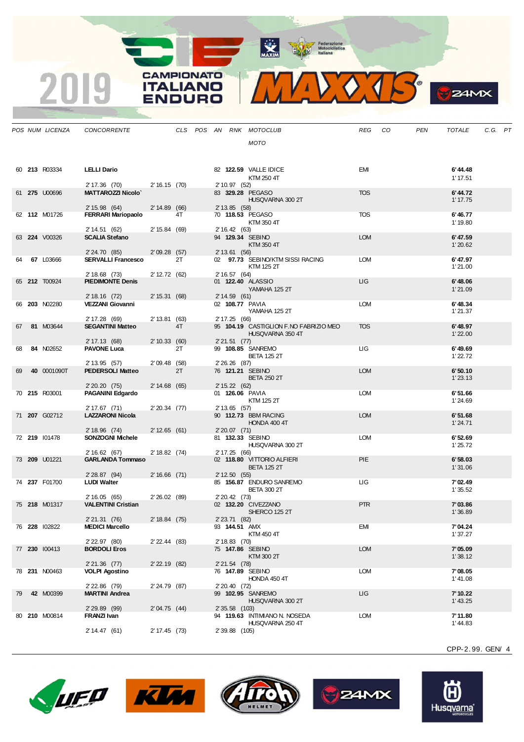| POS | NUM | LICENZA | CONCORRENTE | CLS | POS | AN | RNK | MOTOCLUB / MOTO | REG | CO | PEN | TOTALE | C.G. | PT |
|---|---|---|---|---|---|---|---|---|---|---|---|---|---|---|
| 60 | **213** | R03334 | **LELLI Dario** | | | 82 | **122.59** | VALLE IDICE / KTM 250 4T | EMI | | | **6'44.48** / 1'17.51 | | |
| | | | 2'17.36 (70) | 2'16.15 (70) | | 2'10.97 (52) | | | | | | | | |
| 61 | **275** | U00696 | **MATTAROZZI Nicolo`** | | | 83 | **329.28** | PEGASO / HUSQVARNA 300 2T | TOS | | | **6'44.72** / 1'17.75 | | |
| | | | 2'15.98 (64) | 2'14.89 (66) | | 2'13.85 (58) | | | | | | | | |
| 62 | **112** | M01726 | **FERRARI Mariopaolo** | 4T | | 70 | **118.53** | PEGASO / KTM 350 4T | TOS | | | **6'46.77** / 1'19.80 | | |
| | | | 2'14.51 (62) | 2'15.84 (69) | | 2'16.42 (63) | | | | | | | | |
| 63 | **224** | V00326 | **SCALIA Stefano** | | | 94 | **129.34** | SEBINO / KTM 350 4T | LOM | | | **6'47.59** / 1'20.62 | | |
| | | | 2'24.70 (85) | 2'09.28 (57) | | 2'13.61 (56) | | | | | | | | |
| 64 | **67** | L03666 | **SERVALLI Francesco** | 2T | | 02 | **97.73** | SEBINO/KTM SISSI RACING / KTM 125 2T | LOM | | | **6'47.97** / 1'21.00 | | |
| | | | 2'18.68 (73) | 2'12.72 (62) | | 2'16.57 (64) | | | | | | | | |
| 65 | **212** | T00924 | **PIEDIMONTE Denis** | | | 01 | **122.40** | ALASSIO / YAMAHA 125 2T | LIG | | | **6'48.06** / 1'21.09 | | |
| | | | 2'18.16 (72) | 2'15.31 (68) | | 2'14.59 (61) | | | | | | | | |
| 66 | **203** | N02280 | **VEZZANI Giovanni** | | | 02 | **108.77** | PAVIA / YAMAHA 125 2T | LOM | | | **6'48.34** / 1'21.37 | | |
| | | | 2'17.28 (69) | 2'13.81 (63) | | 2'17.25 (66) | | | | | | | | |
| 67 | **81** | M03644 | **SEGANTINI Matteo** | 4T | | 95 | **104.19** | CASTIGLION F.NO FABRIZIO MEO / HUSQVARNA 350 4T | TOS | | | **6'48.97** / 1'22.00 | | |
| | | | 2'17.13 (68) | 2'10.33 (60) | | 2'21.51 (77) | | | | | | | | |
| 68 | **84** | N02652 | **PAVONE Luca** | 2T | | 99 | **108.85** | SANREMO / BETA 125 2T | LIG | | | **6'49.69** / 1'22.72 | | |
| | | | 2'13.95 (57) | 2'09.48 (58) | | 2'26.26 (87) | | | | | | | | |
| 69 | **40** | 0001090T | **PEDERSOLI Matteo** | 2T | | 76 | **121.21** | SEBINO / BETA 250 2T | LOM | | | **6'50.10** / 1'23.13 | | |
| | | | 2'20.20 (75) | 2'14.68 (65) | | 2'15.22 (62) | | | | | | | | |
| 70 | **215** | R03001 | **PAGANINI Edgardo** | | | 01 | **126.06** | PAVIA / KTM 125 2T | LOM | | | **6'51.66** / 1'24.69 | | |
| | | | 2'17.67 (71) | 2'20.34 (77) | | 2'13.65 (57) | | | | | | | | |
| 71 | **207** | G02712 | **LAZZARONI Nicola** | | | 90 | **112.73** | BBM RACING / HONDA 400 4T | LOM | | | **6'51.68** / 1'24.71 | | |
| | | | 2'18.96 (74) | 2'12.65 (61) | | 2'20.07 (71) | | | | | | | | |
| 72 | **219** | I01478 | **SONZOGNI Michele** | | | 81 | **132.33** | SEBINO / HUSQVARNA 300 2T | LOM | | | **6'52.69** / 1'25.72 | | |
| | | | 2'16.62 (67) | 2'18.82 (74) | | 2'17.25 (66) | | | | | | | | |
| 73 | **209** | U01221 | **GARLANDA Tommaso** | | | 02 | **118.80** | VITTORIO ALFIERI / BETA 125 2T | PIE | | | **6'58.03** / 1'31.06 | | |
| | | | 2'28.87 (94) | 2'16.66 (71) | | 2'12.50 (55) | | | | | | | | |
| 74 | **237** | F01700 | **LUDI Walter** | | | 85 | **156.87** | ENDURO SANREMO / BETA 300 2T | LIG | | | **7'02.49** / 1'35.52 | | |
| | | | 2'16.05 (65) | 2'26.02 (89) | | 2'20.42 (73) | | | | | | | | |
| 75 | **218** | M01317 | **VALENTINI Cristian** | | | 02 | **132.20** | CIVEZZANO / SHERCO 125 2T | PTR | | | **7'03.86** / 1'36.89 | | |
| | | | 2'21.31 (76) | 2'18.84 (75) | | 2'23.71 (82) | | | | | | | | |
| 76 | **228** | I02822 | **MEDICI Marcello** | | | 93 | **144.51** | AMX / KTM 450 4T | EMI | | | **7'04.24** / 1'37.27 | | |
| | | | 2'22.97 (80) | 2'22.44 (83) | | 2'18.83 (70) | | | | | | | | |
| 77 | **230** | I00413 | **BORDOLI Eros** | | | 75 | **147.86** | SEBINO / KTM 300 2T | LOM | | | **7'05.09** / 1'38.12 | | |
| | | | 2'21.36 (77) | 2'22.19 (82) | | 2'21.54 (78) | | | | | | | | |
| 78 | **231** | N00463 | **VOLPI Agostino** | | | 76 | **147.89** | SEBINO / HONDA 450 4T | LOM | | | **7'08.05** / 1'41.08 | | |
| | | | 2'22.86 (79) | 2'24.79 (87) | | 2'20.40 (72) | | | | | | | | |
| 79 | **42** | M00399 | **MARTINI Andrea** | | | 99 | **102.95** | SANREMO / HUSQVARNA 300 2T | LIG | | | **7'10.22** / 1'43.25 | | |
| | | | 2'29.89 (99) | 2'04.75 (44) | | 2'35.58 (103) | | | | | | | | |
| 80 | **210** | M00814 | **FRANZI Ivan** | | | 94 | **119.63** | INTIMIANO N. NOSEDA / HUSQVARNA 250 4T | LOM | | | **7'11.80** / 1'44.83 | | |
| | | | 2'14.47 (61) | 2'17.45 (73) | | 2'39.88 (105) | | | | | | | | |

CPP-2.99. GEN/ 4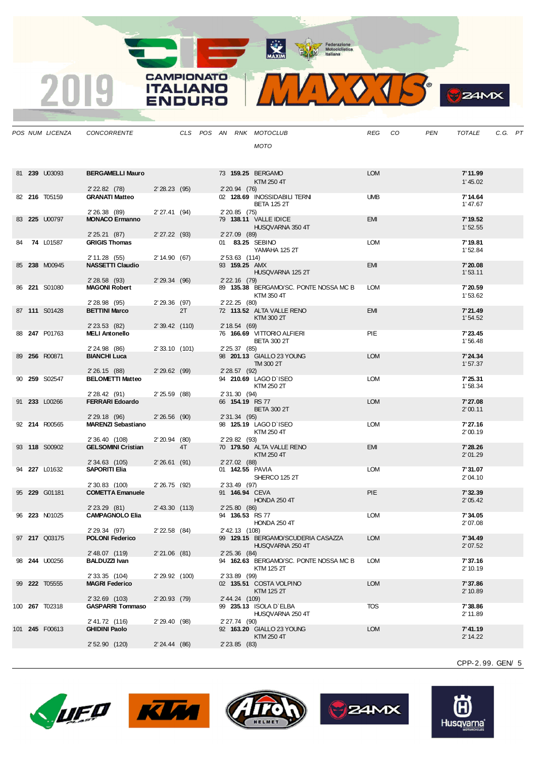| POS | NUM | LICENZA | CONCORRENTE | CLS | POS | AN | RNK | MOTOCLUB / MOTO | REG | CO | PEN | TOTALE | C.G. | PT |
|---|---|---|---|---|---|---|---|---|---|---|---|---|---|---|
| 81 | **239** | U03093 | **BERGAMELLI Mauro** | | | 73 | **159.25** | BERGAMO / KTM 250 4T | LOM | | | **7'11.99** / 1'45.02 | | |
| | | | 2'22.82 (78) | 2'28.23 (95) | | 2'20.94 (76) | | | | | | | | |
| 82 | **216** | T05159 | **GRANATI Matteo** | | | 02 | **128.69** | INOSSIDABILI TERNI / BETA 125 2T | UMB | | | **7'14.64** / 1'47.67 | | |
| | | | 2'26.38 (89) | 2'27.41 (94) | | 2'20.85 (75) | | | | | | | | |
| 83 | **225** | U00797 | **MONACO Ermanno** | | | 79 | **138.11** | VALLE IDICE / HUSQVARNA 350 4T | EMI | | | **7'19.52** / 1'52.55 | | |
| | | | 2'25.21 (87) | 2'27.22 (93) | | 2'27.09 (89) | | | | | | | | |
| 84 | **74** | L01587 | **GRIGIS Thomas** | | | 01 | **83.25** | SEBINO / YAMAHA 125 2T | LOM | | | **7'19.81** / 1'52.84 | | |
| | | | 2'11.28 (55) | 2'14.90 (67) | | 2'53.63 (114) | | | | | | | | |
| 85 | **238** | M00945 | **NASSETTI Claudio** | | | 93 | **159.25** | AMX / HUSQVARNA 125 2T | EMI | | | **7'20.08** / 1'53.11 | | |
| | | | 2'28.58 (93) | 2'29.34 (96) | | 2'22.16 (79) | | | | | | | | |
| 86 | **221** | S01080 | **MAGONI Robert** | | | 89 | **135.38** | BERGAMO/SC. PONTE NOSSA MC B / KTM 350 4T | LOM | | | **7'20.59** / 1'53.62 | | |
| | | | 2'28.98 (95) | 2'29.36 (97) | | 2'22.25 (80) | | | | | | | | |
| 87 | **111** | S01428 | **BETTINI Marco** | 2T | | 72 | **113.52** | ALTA VALLE RENO / KTM 300 2T | EMI | | | **7'21.49** / 1'54.52 | | |
| | | | 2'23.53 (82) | 2'39.42 (110) | | 2'18.54 (69) | | | | | | | | |
| 88 | **247** | P01763 | **MELI Antonello** | | | 76 | **166.69** | VITTORIO ALFIERI / BETA 300 2T | PIE | | | **7'23.45** / 1'56.48 | | |
| | | | 2'24.98 (86) | 2'33.10 (101) | | 2'25.37 (85) | | | | | | | | |
| 89 | **256** | R00871 | **BIANCHI Luca** | | | 98 | **201.13** | GIALLO 23 YOUNG / TM 300 2T | LOM | | | **7'24.34** / 1'57.37 | | |
| | | | 2'26.15 (88) | 2'29.62 (99) | | 2'28.57 (92) | | | | | | | | |
| 90 | **259** | S02547 | **BELOMETTI Matteo** | | | 94 | **210.69** | LAGO D`ISEO / KTM 250 2T | LOM | | | **7'25.31** / 1'58.34 | | |
| | | | 2'28.42 (91) | 2'25.59 (88) | | 2'31.30 (94) | | | | | | | | |
| 91 | **233** | L00266 | **FERRARI Edoardo** | | | 66 | **154.19** | RS 77 / BETA 300 2T | LOM | | | **7'27.08** / 2'00.11 | | |
| | | | 2'29.18 (96) | 2'26.56 (90) | | 2'31.34 (95) | | | | | | | | |
| 92 | **214** | R00565 | **MARENZI Sebastiano** | | | 98 | **125.19** | LAGO D`ISEO / KTM 250 4T | LOM | | | **7'27.16** / 2'00.19 | | |
| | | | 2'36.40 (108) | 2'20.94 (80) | | 2'29.82 (93) | | | | | | | | |
| 93 | **118** | S00902 | **GELSOMINI Cristian** | 4T | | 70 | **179.50** | ALTA VALLE RENO / KTM 250 4T | EMI | | | **7'28.26** / 2'01.29 | | |
| | | | 2'34.63 (105) | 2'26.61 (91) | | 2'27.02 (88) | | | | | | | | |
| 94 | **227** | L01632 | **SAPORITI Elia** | | | 01 | **142.55** | PAVIA / SHERCO 125 2T | LOM | | | **7'31.07** / 2'04.10 | | |
| | | | 2'30.83 (100) | 2'26.75 (92) | | 2'33.49 (97) | | | | | | | | |
| 95 | **229** | G01181 | **COMETTA Emanuele** | | | 91 | **146.94** | CEVA / HONDA 250 4T | PIE | | | **7'32.39** / 2'05.42 | | |
| | | | 2'23.29 (81) | 2'43.30 (113) | | 2'25.80 (86) | | | | | | | | |
| 96 | **223** | N01025 | **CAMPAGNOLO Elia** | | | 94 | **136.53** | RS 77 / HONDA 250 4T | LOM | | | **7'34.05** / 2'07.08 | | |
| | | | 2'29.34 (97) | 2'22.58 (84) | | 2'42.13 (108) | | | | | | | | |
| 97 | **217** | Q03175 | **POLONI Federico** | | | 99 | **129.15** | BERGAMO/SCUDERIA CASAZZA / HUSQVARNA 250 4T | LOM | | | **7'34.49** / 2'07.52 | | |
| | | | 2'48.07 (119) | 2'21.06 (81) | | 2'25.36 (84) | | | | | | | | |
| 98 | **244** | U00256 | **BALDUZZI Ivan** | | | 94 | **162.63** | BERGAMO/SC. PONTE NOSSA MC B / KTM 125 2T | LOM | | | **7'37.16** / 2'10.19 | | |
| | | | 2'33.35 (104) | 2'29.92 (100) | | 2'33.89 (99) | | | | | | | | |
| 99 | **222** | T05555 | **MAGRI Federico** | | | 02 | **135.51** | COSTA VOLPINO / KTM 125 2T | LOM | | | **7'37.86** / 2'10.89 | | |
| | | | 2'32.69 (103) | 2'20.93 (79) | | 2'44.24 (109) | | | | | | | | |
| 100 | **267** | T02318 | **GASPARRI Tommaso** | | | 99 | **235.13** | ISOLA D`ELBA / HUSQVARNA 250 4T | TOS | | | **7'38.86** / 2'11.89 | | |
| | | | 2'41.72 (116) | 2'29.40 (98) | | 2'27.74 (90) | | | | | | | | |
| 101 | **245** | F00613 | **GHIDINI Paolo** | | | 92 | **163.20** | GIALLO 23 YOUNG / KTM 250 4T | LOM | | | **7'41.19** / 2'14.22 | | |
| | | | 2'52.90 (120) | 2'24.44 (86) | | 2'23.85 (83) | | | | | | | | |

CPP-2.99. GEN/ 5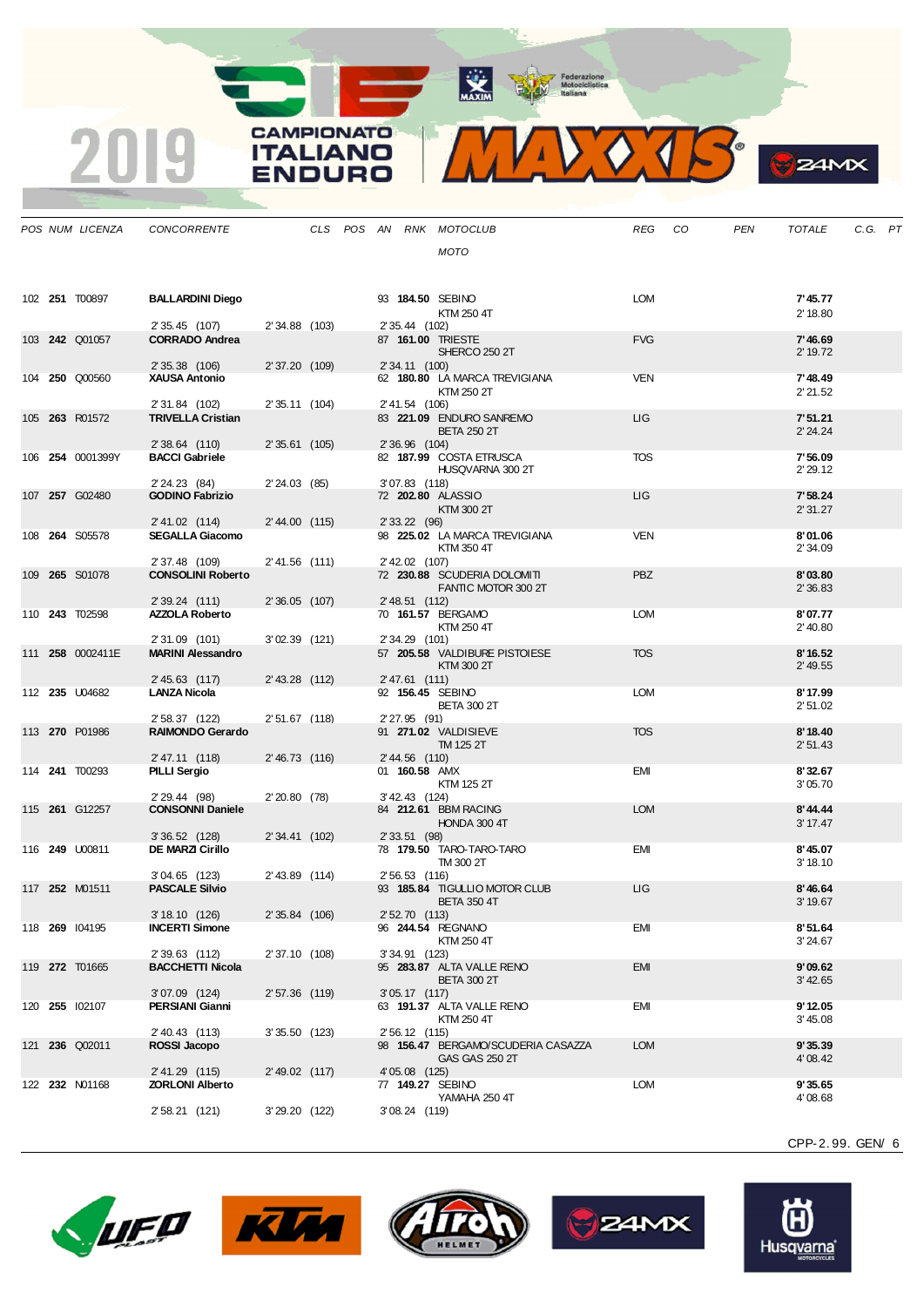| POS | NUM | LICENZA | CONCORRENTE | CLS | POS | AN | RNK | MOTOCLUB / MOTO | REG | CO | PEN | TOTALE | C.G. | PT |
|---|---|---|---|---|---|---|---|---|---|---|---|---|---|---|
| 102 | **251** | T00897 | **BALLARDINI Diego** | | | 93 | **184.50** | SEBINO / KTM 250 4T | LOM | | | **7'45.77** 2'18.80 | | |
| | | | 2'35.45 (107) 2'34.88 (103) 2'35.44 (102) | | | | | | | | | | | |
| 103 | **242** | Q01057 | **CORRADO Andrea** | | | 87 | **161.00** | TRIESTE / SHERCO 250 2T | FVG | | | **7'46.69** 2'19.72 | | |
| | | | 2'35.38 (106) 2'37.20 (109) 2'34.11 (100) | | | | | | | | | | | |
| 104 | **250** | Q00560 | **XAUSA Antonio** | | | 62 | **180.80** | LA MARCA TREVIGIANA / KTM 250 2T | VEN | | | **7'48.49** 2'21.52 | | |
| | | | 2'31.84 (102) 2'35.11 (104) 2'41.54 (106) | | | | | | | | | | | |
| 105 | **263** | R01572 | **TRIVELLA Cristian** | | | 83 | **221.09** | ENDURO SANREMO / BETA 250 2T | LIG | | | **7'51.21** 2'24.24 | | |
| | | | 2'38.64 (110) 2'35.61 (105) 2'36.96 (104) | | | | | | | | | | | |
| 106 | **254** | 0001399Y | **BACCI Gabriele** | | | 82 | **187.99** | COSTA ETRUSCA / HUSQVARNA 300 2T | TOS | | | **7'56.09** 2'29.12 | | |
| | | | 2'24.23 (84) 2'24.03 (85) 3'07.83 (118) | | | | | | | | | | | |
| 107 | **257** | G02480 | **GODINO Fabrizio** | | | 72 | **202.80** | ALASSIO / KTM 300 2T | LIG | | | **7'58.24** 2'31.27 | | |
| | | | 2'41.02 (114) 2'44.00 (115) 2'33.22 (96) | | | | | | | | | | | |
| 108 | **264** | S05578 | **SEGALLA Giacomo** | | | 98 | **225.02** | LA MARCA TREVIGIANA / KTM 350 4T | VEN | | | **8'01.06** 2'34.09 | | |
| | | | 2'37.48 (109) 2'41.56 (111) 2'42.02 (107) | | | | | | | | | | | |
| 109 | **265** | S01078 | **CONSOLINI Roberto** | | | 72 | **230.88** | SCUDERIA DOLOMITI / FANTIC MOTOR 300 2T | PBZ | | | **8'03.80** 2'36.83 | | |
| | | | 2'39.24 (111) 2'36.05 (107) 2'48.51 (112) | | | | | | | | | | | |
| 110 | **243** | T02598 | **AZZOLA Roberto** | | | 70 | **161.57** | BERGAMO / KTM 250 4T | LOM | | | **8'07.77** 2'40.80 | | |
| | | | 2'31.09 (101) 3'02.39 (121) 2'34.29 (101) | | | | | | | | | | | |
| 111 | **258** | 0002411E | **MARINI Alessandro** | | | 57 | **205.58** | VALDIBURE PISTOIESE / KTM 300 2T | TOS | | | **8'16.52** 2'49.55 | | |
| | | | 2'45.63 (117) 2'43.28 (112) 2'47.61 (111) | | | | | | | | | | | |
| 112 | **235** | U04682 | **LANZA Nicola** | | | 92 | **156.45** | SEBINO / BETA 300 2T | LOM | | | **8'17.99** 2'51.02 | | |
| | | | 2'58.37 (122) 2'51.67 (118) 2'27.95 (91) | | | | | | | | | | | |
| 113 | **270** | P01986 | **RAIMONDO Gerardo** | | | 91 | **271.02** | VALDISIEVE / TM 125 2T | TOS | | | **8'18.40** 2'51.43 | | |
| | | | 2'47.11 (118) 2'46.73 (116) 2'44.56 (110) | | | | | | | | | | | |
| 114 | **241** | T00293 | **PILLI Sergio** | | | 01 | **160.58** | AMX / KTM 125 2T | EMI | | | **8'32.67** 3'05.70 | | |
| | | | 2'29.44 (98) 2'20.80 (78) 3'42.43 (124) | | | | | | | | | | | |
| 115 | **261** | G12257 | **CONSONNI Daniele** | | | 84 | **212.61** | BBM RACING / HONDA 300 4T | LOM | | | **8'44.44** 3'17.47 | | |
| | | | 3'36.52 (128) 2'34.41 (102) 2'33.51 (98) | | | | | | | | | | | |
| 116 | **249** | U00811 | **DE MARZI Cirillo** | | | 78 | **179.50** | TARO-TARO-TARO / TM 300 2T | EMI | | | **8'45.07** 3'18.10 | | |
| | | | 3'04.65 (123) 2'43.89 (114) 2'56.53 (116) | | | | | | | | | | | |
| 117 | **252** | M01511 | **PASCALE Silvio** | | | 93 | **185.84** | TIGULLIO MOTOR CLUB / BETA 350 4T | LIG | | | **8'46.64** 3'19.67 | | |
| | | | 3'18.10 (126) 2'35.84 (106) 2'52.70 (113) | | | | | | | | | | | |
| 118 | **269** | I04195 | **INCERTI Simone** | | | 96 | **244.54** | REGNANO / KTM 250 4T | EMI | | | **8'51.64** 3'24.67 | | |
| | | | 2'39.63 (112) 2'37.10 (108) 3'34.91 (123) | | | | | | | | | | | |
| 119 | **272** | T01665 | **BACCHETTI Nicola** | | | 95 | **283.87** | ALTA VALLE RENO / BETA 300 2T | EMI | | | **9'09.62** 3'42.65 | | |
| | | | 3'07.09 (124) 2'57.36 (119) 3'05.17 (117) | | | | | | | | | | | |
| 120 | **255** | I02107 | **PERSIANI Gianni** | | | 63 | **191.37** | ALTA VALLE RENO / KTM 250 4T | EMI | | | **9'12.05** 3'45.08 | | |
| | | | 2'40.43 (113) 3'35.50 (123) 2'56.12 (115) | | | | | | | | | | | |
| 121 | **236** | Q02011 | **ROSSI Jacopo** | | | 98 | **156.47** | BERGAMO/SCUDERIA CASAZZA / GAS GAS 250 2T | LOM | | | **9'35.39** 4'08.42 | | |
| | | | 2'41.29 (115) 2'49.02 (117) 4'05.08 (125) | | | | | | | | | | | |
| 122 | **232** | N01168 | **ZORLONI Alberto** | | | 77 | **149.27** | SEBINO / YAMAHA 250 4T | LOM | | | **9'35.65** 4'08.68 | | |
| | | | 2'58.21 (121) 3'29.20 (122) 3'08.24 (119) | | | | | | | | | | | |

CPP-2.99. GEN/ 6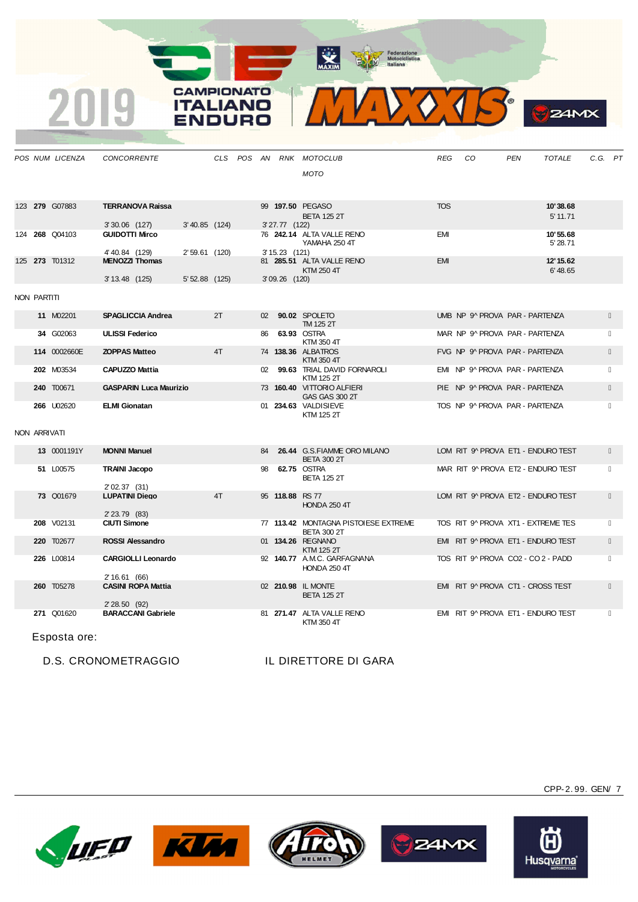| POS | NUM | LICENZA | CONCORRENTE | CLS | POS | AN | RNK | MOTOCLUB / MOTO | REG | CO | PEN | TOTALE | C.G. | PT |
|---|---|---|---|---|---|---|---|---|---|---|---|---|---|---|
| 123 | **279** | G07883 | **TERRANOVA Raissa** | | | 99 | **197.50** | PEGASO<br>BETA 125 2T | TOS | | | **10'38.68**<br>5'11.71 | | |
| | | | 3'30.06 (127) | 3'40.85 (124) | | 3'27.77 (122) | | | | | | | | |
| 124 | **268** | Q04103 | **GUIDOTTI Mirco** | | | 76 | **242.14** | ALTA VALLE RENO<br>YAMAHA 250 4T | EMI | | | **10'55.68**<br>5'28.71 | | |
| | | | 4'40.84 (129) | 2'59.61 (120) | | 3'15.23 (121) | | | | | | | | |
| 125 | **273** | T01312 | **MENOZZI Thomas** | | | 81 | **285.51** | ALTA VALLE RENO<br>KTM 250 4T | EMI | | | **12'15.62**<br>6'48.65 | | |
| | | | 3'13.48 (125) | 5'52.88 (125) | | 3'09.26 (120) | | | | | | | | |

NON PARTITI

| NUM | LICENZA | CONCORRENTE | CLS | AN | RNK | MOTOCLUB / MOTO | REG | CO | NOTE |
|---|---|---|---|---|---|---|---|---|---|
| **11** | M02201 | **SPAGLICCIA Andrea** | 2T | 02 | **90.02** | SPOLETO<br>TM 125 2T | UMB | NP | 9^ PROVA PAR - PARTENZA |
| **34** | G02063 | **ULISSI Federico** | | 86 | **63.93** | OSTRA<br>KTM 350 4T | MAR | NP | 9^ PROVA PAR - PARTENZA |
| **114** | 0002660E | **ZOPPAS Matteo** | 4T | 74 | **138.36** | ALBATROS<br>KTM 350 4T | FVG | NP | 9^ PROVA PAR - PARTENZA |
| **202** | M03534 | **CAPUZZO Mattia** | | 02 | **99.63** | TRIAL DAVID FORNAROLI<br>KTM 125 2T | EMI | NP | 9^ PROVA PAR - PARTENZA |
| **240** | T00671 | **GASPARIN Luca Maurizio** | | 73 | **160.40** | VITTORIO ALFIERI<br>GAS GAS 300 2T | PIE | NP | 9^ PROVA PAR - PARTENZA |
| **266** | U02620 | **ELMI Gionatan** | | 01 | **234.63** | VALDISIEVE<br>KTM 125 2T | TOS | NP | 9^ PROVA PAR - PARTENZA |

NON ARRIVATI

| NUM | LICENZA | CONCORRENTE | CLS | AN | RNK | MOTOCLUB / MOTO | REG | CO | NOTE |
|---|---|---|---|---|---|---|---|---|---|
| **13** | 0001191Y | **MONNI Manuel** | | 84 | **26.44** | G.S.FIAMME ORO MILANO<br>BETA 300 2T | LOM | RIT | 9^ PROVA ET1 - ENDURO TEST |
| **51** | L00575 | **TRAINI Jacopo**<br>2'02.37 (31) | | 98 | **62.75** | OSTRA<br>BETA 125 2T | MAR | RIT | 9^ PROVA ET2 - ENDURO TEST |
| **73** | Q01679 | **LUPATINI Diego**<br>2'23.79 (83) | 4T | 95 | **118.88** | RS 77<br>HONDA 250 4T | LOM | RIT | 9^ PROVA ET2 - ENDURO TEST |
| **208** | V02131 | **CIUTI Simone** | | 77 | **113.42** | MONTAGNA PISTOIESE EXTREME<br>BETA 300 2T | TOS | RIT | 9^ PROVA XT1 - EXTREME TES |
| **220** | T02677 | **ROSSI Alessandro** | | 01 | **134.26** | REGNANO<br>KTM 125 2T | EMI | RIT | 9^ PROVA ET1 - ENDURO TEST |
| **226** | L00814 | **CARGIOLLI Leonardo**<br>2'16.61 (66) | | 92 | **140.77** | A.M.C. GARFAGNANA<br>HONDA 250 4T | TOS | RIT | 9^ PROVA CO2 - CO 2 - PADD |
| **260** | T05278 | **CASINI ROPA Mattia**<br>2'28.50 (92) | | 02 | **210.98** | IL MONTE<br>BETA 125 2T | EMI | RIT | 9^ PROVA CT1 - CROSS TEST |
| **271** | Q01620 | **BARACCANI Gabriele** | | 81 | **271.47** | ALTA VALLE RENO<br>KTM 350 4T | EMI | RIT | 9^ PROVA ET1 - ENDURO TEST |

Esposta ore:

D.S. CRONOMETRAGGIO

IL DIRETTORE DI GARA

CPP-2.99. GEN/ 7